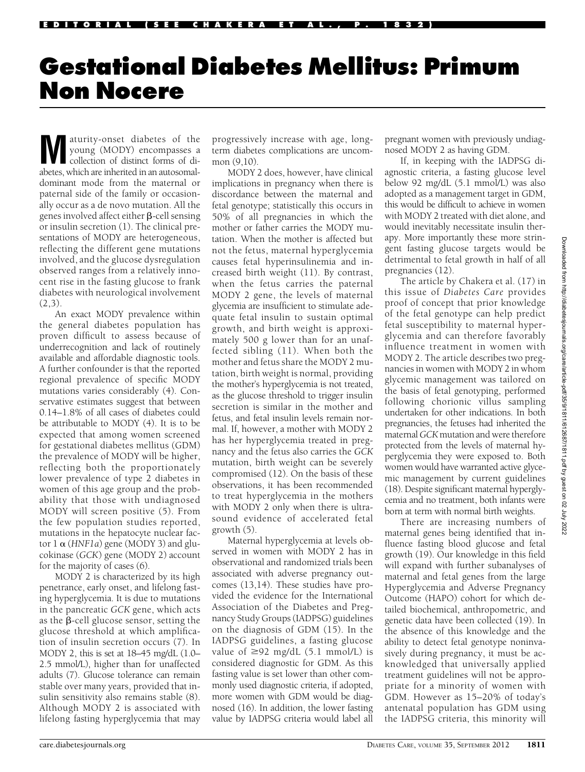EDITORIAL (SEE CHAKERA ET AL., P. 1832)

# Gestational Diabetes Mellitus: Primum Non Nocere

Maturity-onset diabetes of the young (MODY) encompasses a collection of distinct forms of diabetes, which are inherited in an autosomal-dominant mode from the maternal or paternal side of the family or occasionally occur as a de novo mutation. All the genes involved affect either β-cell sensing or insulin secretion (1). The clinical presentations of MODY are heterogeneous, reflecting the different gene mutations involved, and the glucose dysregulation observed ranges from a relatively innocent rise in the fasting glucose to frank diabetes with neurological involvement (2,3).

An exact MODY prevalence within the general diabetes population has proven difficult to assess because of underrecognition and lack of routinely available and affordable diagnostic tools. A further confounder is that the reported regional prevalence of specific MODY mutations varies considerably (4). Conservative estimates suggest that between 0.14–1.8% of all cases of diabetes could be attributable to MODY (4). It is to be expected that among women screened for gestational diabetes mellitus (GDM) the prevalence of MODY will be higher, reflecting both the proportionately lower prevalence of type 2 diabetes in women of this age group and the probability that those with undiagnosed MODY will screen positive (5). From the few population studies reported, mutations in the hepatocyte nuclear factor 1 α (*HNF1a*) gene (MODY 3) and glucokinase (*GCK*) gene (MODY 2) account for the majority of cases (6).

MODY 2 is characterized by its high penetrance, early onset, and lifelong fasting hyperglycemia. It is due to mutations in the pancreatic *GCK* gene, which acts as the β-cell glucose sensor, setting the glucose threshold at which amplification of insulin secretion occurs (7). In MODY 2, this is set at 18–45 mg/dL (1.0–2.5 mmol/L), higher than for unaffected adults (7). Glucose tolerance can remain stable over many years, provided that insulin sensitivity also remains stable (8). Although MODY 2 is associated with lifelong fasting hyperglycemia that may progressively increase with age, long-term diabetes complications are uncommon (9,10).

MODY 2 does, however, have clinical implications in pregnancy when there is discordance between the maternal and fetal genotype; statistically this occurs in 50% of all pregnancies in which the mother or father carries the MODY mutation. When the mother is affected but not the fetus, maternal hyperglycemia causes fetal hyperinsulinemia and increased birth weight (11). By contrast, when the fetus carries the paternal MODY 2 gene, the levels of maternal glycemia are insufficient to stimulate adequate fetal insulin to sustain optimal growth, and birth weight is approximately 500 g lower than for an unaffected sibling (11). When both the mother and fetus share the MODY 2 mutation, birth weight is normal, providing the mother's hyperglycemia is not treated, as the glucose threshold to trigger insulin secretion is similar in the mother and fetus, and fetal insulin levels remain normal. If, however, a mother with MODY 2 has her hyperglycemia treated in pregnancy and the fetus also carries the *GCK* mutation, birth weight can be severely compromised (12). On the basis of these observations, it has been recommended to treat hyperglycemia in the mothers with MODY 2 only when there is ultrasound evidence of accelerated fetal growth (5).

Maternal hyperglycemia at levels observed in women with MODY 2 has in observational and randomized trials been associated with adverse pregnancy outcomes (13,14). These studies have provided the evidence for the International Association of the Diabetes and Pregnancy Study Groups (IADPSG) guidelines on the diagnosis of GDM (15). In the IADPSG guidelines, a fasting glucose value of ≥92 mg/dL (5.1 mmol/L) is considered diagnostic for GDM. As this fasting value is set lower than other commonly used diagnostic criteria, if adopted, more women with GDM would be diagnosed (16). In addition, the lower fasting value by IADPSG criteria would label all pregnant women with previously undiagnosed MODY 2 as having GDM.

If, in keeping with the IADPSG diagnostic criteria, a fasting glucose level below 92 mg/dL (5.1 mmol/L) was also adopted as a management target in GDM, this would be difficult to achieve in women with MODY 2 treated with diet alone, and would inevitably necessitate insulin therapy. More importantly these more stringent fasting glucose targets would be detrimental to fetal growth in half of all pregnancies (12).

The article by Chakera et al. (17) in this issue of *Diabetes Care* provides proof of concept that prior knowledge of the fetal genotype can help predict fetal susceptibility to maternal hyperglycemia and can therefore favorably influence treatment in women with MODY 2. The article describes two pregnancies in women with MODY 2 in whom glycemic management was tailored on the basis of fetal genotyping, performed following chorionic villus sampling undertaken for other indications. In both pregnancies, the fetuses had inherited the maternal *GCK* mutation and were therefore protected from the levels of maternal hyperglycemia they were exposed to. Both women would have warranted active glycemic management by current guidelines (18). Despite significant maternal hyperglycemia and no treatment, both infants were born at term with normal birth weights.

There are increasing numbers of maternal genes being identified that influence fasting blood glucose and fetal growth (19). Our knowledge in this field will expand with further subanalyses of maternal and fetal genes from the large Hyperglycemia and Adverse Pregnancy Outcome (HAPO) cohort for which detailed biochemical, anthropometric, and genetic data have been collected (19). In the absence of this knowledge and the ability to detect fetal genotype noninvasively during pregnancy, it must be acknowledged that universally applied treatment guidelines will not be appropriate for a minority of women with GDM. However as 15–20% of today's antenatal population has GDM using the IADPSG criteria, this minority will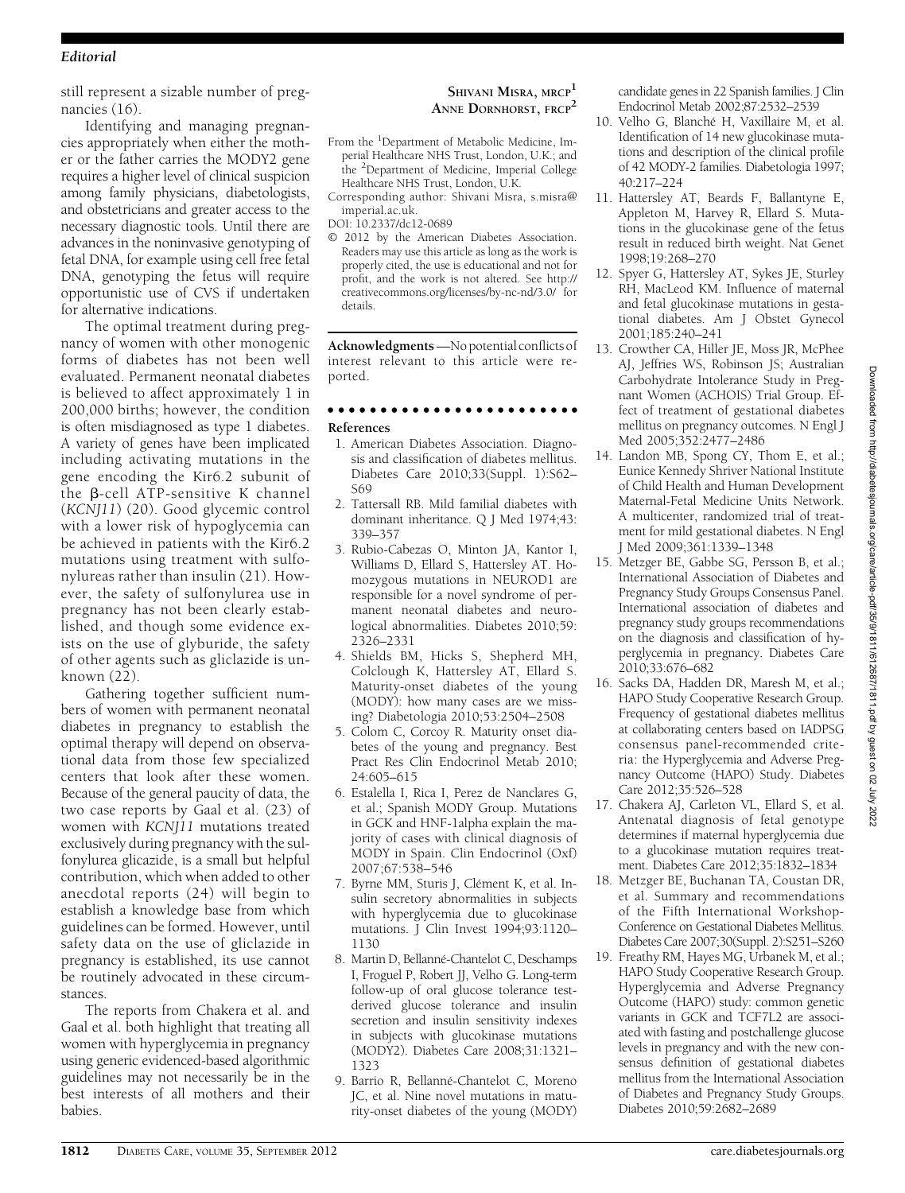still represent a sizable number of pregnancies (16).

Identifying and managing pregnancies appropriately when either the mother or the father carries the MODY2 gene requires a higher level of clinical suspicion among family physicians, diabetologists, and obstetricians and greater access to the necessary diagnostic tools. Until there are advances in the noninvasive genotyping of fetal DNA, for example using cell free fetal DNA, genotyping the fetus will require opportunistic use of CVS if undertaken for alternative indications.

The optimal treatment during pregnancy of women with other monogenic forms of diabetes has not been well evaluated. Permanent neonatal diabetes is believed to affect approximately 1 in 200,000 births; however, the condition is often misdiagnosed as type 1 diabetes. A variety of genes have been implicated including activating mutations in the gene encoding the Kir6.2 subunit of the β-cell ATP-sensitive K channel (*KCNJ11*) (20). Good glycemic control with a lower risk of hypoglycemia can be achieved in patients with the Kir6.2 mutations using treatment with sulfonylureas rather than insulin (21). However, the safety of sulfonylurea use in pregnancy has not been clearly established, and though some evidence exists on the use of glyburide, the safety of other agents such as gliclazide is unknown (22).

Gathering together sufficient numbers of women with permanent neonatal diabetes in pregnancy to establish the optimal therapy will depend on observational data from those few specialized centers that look after these women. Because of the general paucity of data, the two case reports by Gaal et al. (23) of women with *KCNJ11* mutations treated exclusively during pregnancy with the sulfonylurea glicazide, is a small but helpful contribution, which when added to other anecdotal reports (24) will begin to establish a knowledge base from which guidelines can be formed. However, until safety data on the use of gliclazide in pregnancy is established, its use cannot be routinely advocated in these circumstances.

The reports from Chakera et al. and Gaal et al. both highlight that treating all women with hyperglycemia in pregnancy using generic evidenced-based algorithmic guidelines may not necessarily be in the best interests of all mothers and their babies.

**Shivani Misra, mrcp**[1]
**Anne Dornhorst, frcp**[2]

From the [1]Department of Metabolic Medicine, Imperial Healthcare NHS Trust, London, U.K.; and the [2]Department of Medicine, Imperial College Healthcare NHS Trust, London, U.K.

Corresponding author: Shivani Misra, s.misra@imperial.ac.uk.

DOI: 10.2337/dc12-0689

© 2012 by the American Diabetes Association. Readers may use this article as long as the work is properly cited, the use is educational and not for profit, and the work is not altered. See http://creativecommons.org/licenses/by-nc-nd/3.0/ for details.

**Acknowledgments**—No potential conflicts of interest relevant to this article were reported.

## References

1. American Diabetes Association. Diagnosis and classification of diabetes mellitus. Diabetes Care 2010;33(Suppl. 1):S62–S69
2. Tattersall RB. Mild familial diabetes with dominant inheritance. Q J Med 1974;43: 339–357
3. Rubio-Cabezas O, Minton JA, Kantor I, Williams D, Ellard S, Hattersley AT. Homozygous mutations in NEUROD1 are responsible for a novel syndrome of permanent neonatal diabetes and neurological abnormalities. Diabetes 2010;59: 2326–2331
4. Shields BM, Hicks S, Shepherd MH, Colclough K, Hattersley AT, Ellard S. Maturity-onset diabetes of the young (MODY): how many cases are we missing? Diabetologia 2010;53:2504–2508
5. Colom C, Corcoy R. Maturity onset diabetes of the young and pregnancy. Best Pract Res Clin Endocrinol Metab 2010; 24:605–615
6. Estalella I, Rica I, Perez de Nanclares G, et al.; Spanish MODY Group. Mutations in GCK and HNF-1alpha explain the majority of cases with clinical diagnosis of MODY in Spain. Clin Endocrinol (Oxf) 2007;67:538–546
7. Byrne MM, Sturis J, Clément K, et al. Insulin secretory abnormalities in subjects with hyperglycemia due to glucokinase mutations. J Clin Invest 1994;93:1120–1130
8. Martin D, Bellanné-Chantelot C, Deschamps I, Froguel P, Robert JJ, Velho G. Long-term follow-up of oral glucose tolerance test-derived glucose tolerance and insulin secretion and insulin sensitivity indexes in subjects with glucokinase mutations (MODY2). Diabetes Care 2008;31:1321–1323
9. Barrio R, Bellanné-Chantelot C, Moreno JC, et al. Nine novel mutations in maturity-onset diabetes of the young (MODY) candidate genes in 22 Spanish families. J Clin Endocrinol Metab 2002;87:2532–2539
10. Velho G, Blanché H, Vaxillaire M, et al. Identification of 14 new glucokinase mutations and description of the clinical profile of 42 MODY-2 families. Diabetologia 1997; 40:217–224
11. Hattersley AT, Beards F, Ballantyne E, Appleton M, Harvey R, Ellard S. Mutations in the glucokinase gene of the fetus result in reduced birth weight. Nat Genet 1998;19:268–270
12. Spyer G, Hattersley AT, Sykes JE, Sturley RH, MacLeod KM. Influence of maternal and fetal glucokinase mutations in gestational diabetes. Am J Obstet Gynecol 2001;185:240–241
13. Crowther CA, Hiller JE, Moss JR, McPhee AJ, Jeffries WS, Robinson JS; Australian Carbohydrate Intolerance Study in Pregnant Women (ACHOIS) Trial Group. Effect of treatment of gestational diabetes mellitus on pregnancy outcomes. N Engl J Med 2005;352:2477–2486
14. Landon MB, Spong CY, Thom E, et al.; Eunice Kennedy Shriver National Institute of Child Health and Human Development Maternal-Fetal Medicine Units Network. A multicenter, randomized trial of treatment for mild gestational diabetes. N Engl J Med 2009;361:1339–1348
15. Metzger BE, Gabbe SG, Persson B, et al.; International Association of Diabetes and Pregnancy Study Groups Consensus Panel. International association of diabetes and pregnancy study groups recommendations on the diagnosis and classification of hyperglycemia in pregnancy. Diabetes Care 2010;33:676–682
16. Sacks DA, Hadden DR, Maresh M, et al.; HAPO Study Cooperative Research Group. Frequency of gestational diabetes mellitus at collaborating centers based on IADPSG consensus panel-recommended criteria: the Hyperglycemia and Adverse Pregnancy Outcome (HAPO) Study. Diabetes Care 2012;35:526–528
17. Chakera AJ, Carleton VL, Ellard S, et al. Antenatal diagnosis of fetal genotype determines if maternal hyperglycemia due to a glucokinase mutation requires treatment. Diabetes Care 2012;35:1832–1834
18. Metzger BE, Buchanan TA, Coustan DR, et al. Summary and recommendations of the Fifth International Workshop-Conference on Gestational Diabetes Mellitus. Diabetes Care 2007;30(Suppl. 2):S251–S260
19. Freathy RM, Hayes MG, Urbanek M, et al.; HAPO Study Cooperative Research Group. Hyperglycemia and Adverse Pregnancy Outcome (HAPO) study: common genetic variants in GCK and TCF7L2 are associated with fasting and postchallenge glucose levels in pregnancy and with the new consensus definition of gestational diabetes mellitus from the International Association of Diabetes and Pregnancy Study Groups. Diabetes 2010;59:2682–2689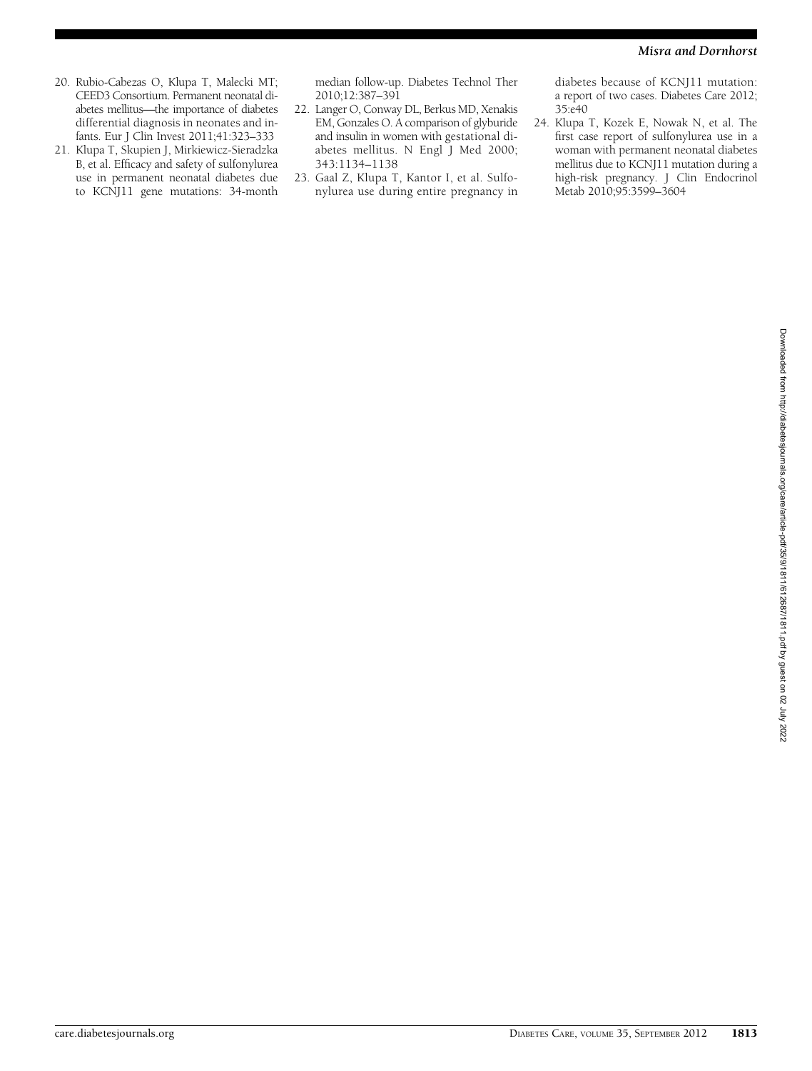20. Rubio-Cabezas O, Klupa T, Malecki MT; CEED3 Consortium. Permanent neonatal diabetes mellitus—the importance of diabetes differential diagnosis in neonates and infants. Eur J Clin Invest 2011;41:323–333
21. Klupa T, Skupien J, Mirkiewicz-Sieradzka B, et al. Efficacy and safety of sulfonylurea use in permanent neonatal diabetes due to KCNJ11 gene mutations: 34-month median follow-up. Diabetes Technol Ther 2010;12:387–391
22. Langer O, Conway DL, Berkus MD, Xenakis EM, Gonzales O. A comparison of glyburide and insulin in women with gestational diabetes mellitus. N Engl J Med 2000; 343:1134–1138
23. Gaal Z, Klupa T, Kantor I, et al. Sulfonylurea use during entire pregnancy in diabetes because of KCNJ11 mutation: a report of two cases. Diabetes Care 2012; 35:e40
24. Klupa T, Kozek E, Nowak N, et al. The first case report of sulfonylurea use in a woman with permanent neonatal diabetes mellitus due to KCNJ11 mutation during a high-risk pregnancy. J Clin Endocrinol Metab 2010;95:3599–3604